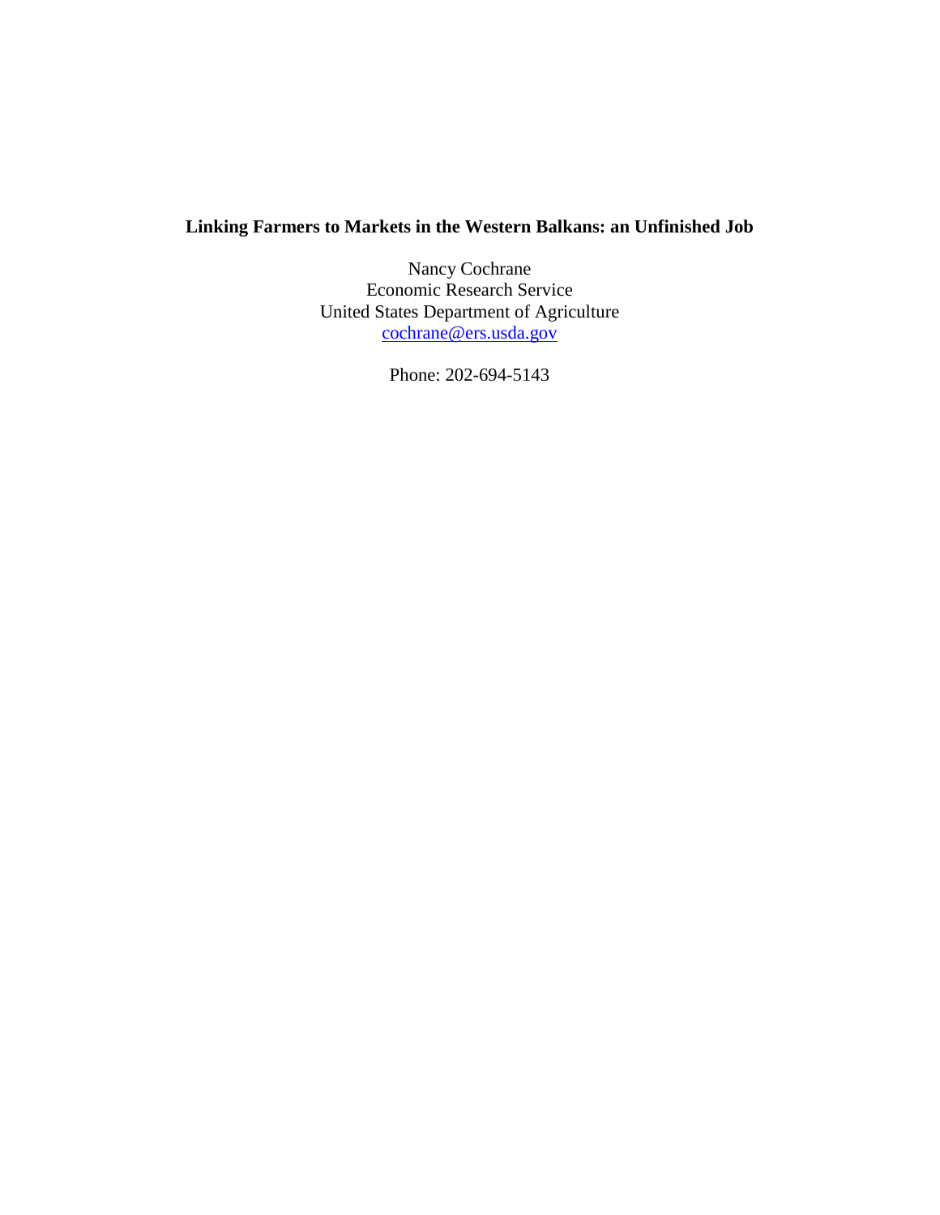# Linking Farmers to Markets in the Western Balkans: an Unfinished Job

Nancy Cochrane
Economic Research Service
United States Department of Agriculture
cochrane@ers.usda.gov

Phone: 202-694-5143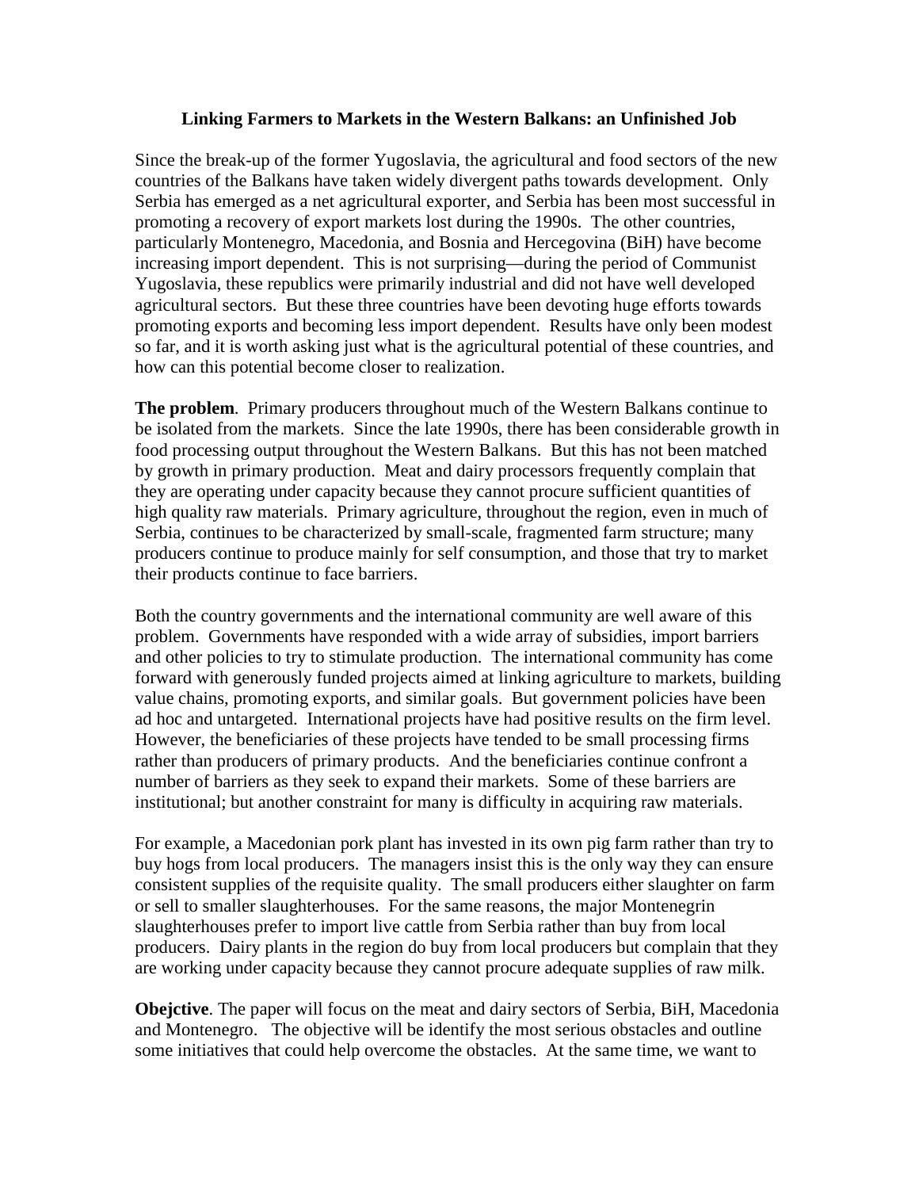## Linking Farmers to Markets in the Western Balkans: an Unfinished Job

Since the break-up of the former Yugoslavia, the agricultural and food sectors of the new countries of the Balkans have taken widely divergent paths towards development. Only Serbia has emerged as a net agricultural exporter, and Serbia has been most successful in promoting a recovery of export markets lost during the 1990s. The other countries, particularly Montenegro, Macedonia, and Bosnia and Hercegovina (BiH) have become increasing import dependent. This is not surprising—during the period of Communist Yugoslavia, these republics were primarily industrial and did not have well developed agricultural sectors. But these three countries have been devoting huge efforts towards promoting exports and becoming less import dependent. Results have only been modest so far, and it is worth asking just what is the agricultural potential of these countries, and how can this potential become closer to realization.

**The problem**. Primary producers throughout much of the Western Balkans continue to be isolated from the markets. Since the late 1990s, there has been considerable growth in food processing output throughout the Western Balkans. But this has not been matched by growth in primary production. Meat and dairy processors frequently complain that they are operating under capacity because they cannot procure sufficient quantities of high quality raw materials. Primary agriculture, throughout the region, even in much of Serbia, continues to be characterized by small-scale, fragmented farm structure; many producers continue to produce mainly for self consumption, and those that try to market their products continue to face barriers.

Both the country governments and the international community are well aware of this problem. Governments have responded with a wide array of subsidies, import barriers and other policies to try to stimulate production. The international community has come forward with generously funded projects aimed at linking agriculture to markets, building value chains, promoting exports, and similar goals. But government policies have been ad hoc and untargeted. International projects have had positive results on the firm level. However, the beneficiaries of these projects have tended to be small processing firms rather than producers of primary products. And the beneficiaries continue confront a number of barriers as they seek to expand their markets. Some of these barriers are institutional; but another constraint for many is difficulty in acquiring raw materials.

For example, a Macedonian pork plant has invested in its own pig farm rather than try to buy hogs from local producers. The managers insist this is the only way they can ensure consistent supplies of the requisite quality. The small producers either slaughter on farm or sell to smaller slaughterhouses. For the same reasons, the major Montenegrin slaughterhouses prefer to import live cattle from Serbia rather than buy from local producers. Dairy plants in the region do buy from local producers but complain that they are working under capacity because they cannot procure adequate supplies of raw milk.

**Obejctive**. The paper will focus on the meat and dairy sectors of Serbia, BiH, Macedonia and Montenegro. The objective will be identify the most serious obstacles and outline some initiatives that could help overcome the obstacles. At the same time, we want to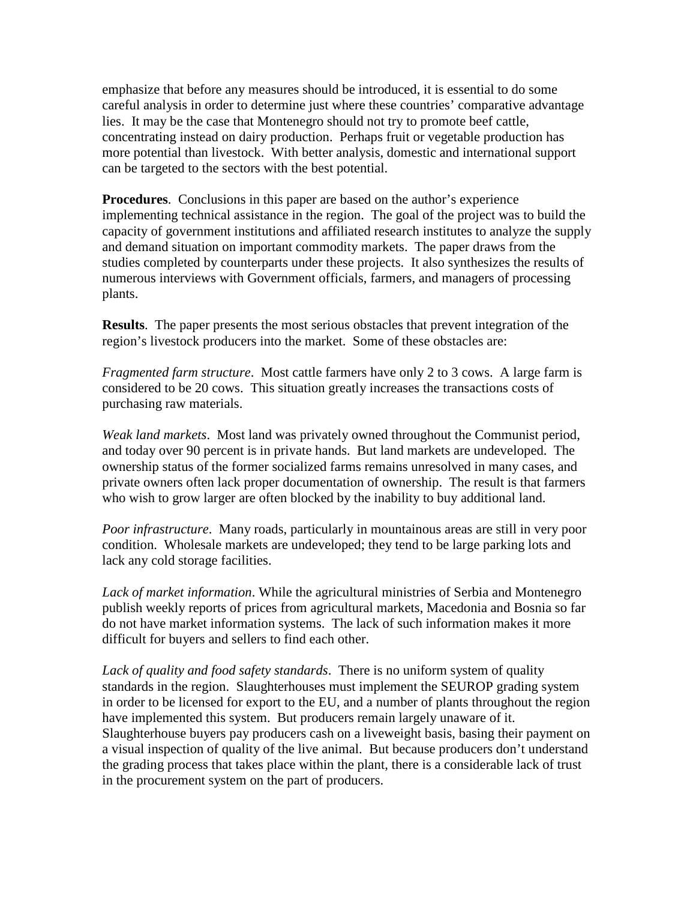emphasize that before any measures should be introduced, it is essential to do some careful analysis in order to determine just where these countries' comparative advantage lies. It may be the case that Montenegro should not try to promote beef cattle, concentrating instead on dairy production. Perhaps fruit or vegetable production has more potential than livestock. With better analysis, domestic and international support can be targeted to the sectors with the best potential.

**Procedures**. Conclusions in this paper are based on the author's experience implementing technical assistance in the region. The goal of the project was to build the capacity of government institutions and affiliated research institutes to analyze the supply and demand situation on important commodity markets. The paper draws from the studies completed by counterparts under these projects. It also synthesizes the results of numerous interviews with Government officials, farmers, and managers of processing plants.

**Results**. The paper presents the most serious obstacles that prevent integration of the region's livestock producers into the market. Some of these obstacles are:

*Fragmented farm structure*. Most cattle farmers have only 2 to 3 cows. A large farm is considered to be 20 cows. This situation greatly increases the transactions costs of purchasing raw materials.

*Weak land markets*. Most land was privately owned throughout the Communist period, and today over 90 percent is in private hands. But land markets are undeveloped. The ownership status of the former socialized farms remains unresolved in many cases, and private owners often lack proper documentation of ownership. The result is that farmers who wish to grow larger are often blocked by the inability to buy additional land.

*Poor infrastructure*. Many roads, particularly in mountainous areas are still in very poor condition. Wholesale markets are undeveloped; they tend to be large parking lots and lack any cold storage facilities.

*Lack of market information*. While the agricultural ministries of Serbia and Montenegro publish weekly reports of prices from agricultural markets, Macedonia and Bosnia so far do not have market information systems. The lack of such information makes it more difficult for buyers and sellers to find each other.

*Lack of quality and food safety standards*. There is no uniform system of quality standards in the region. Slaughterhouses must implement the SEUROP grading system in order to be licensed for export to the EU, and a number of plants throughout the region have implemented this system. But producers remain largely unaware of it. Slaughterhouse buyers pay producers cash on a liveweight basis, basing their payment on a visual inspection of quality of the live animal. But because producers don't understand the grading process that takes place within the plant, there is a considerable lack of trust in the procurement system on the part of producers.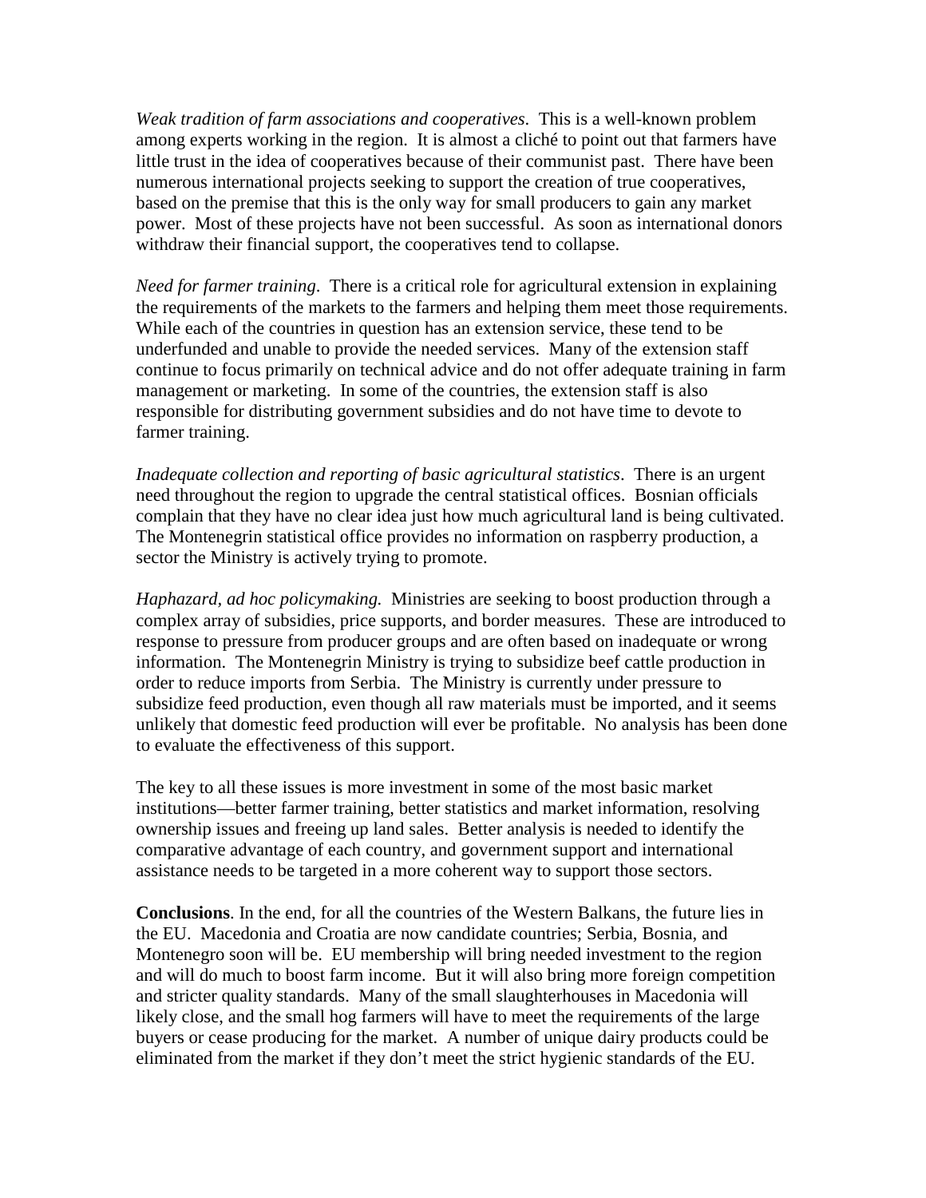*Weak tradition of farm associations and cooperatives*. This is a well-known problem among experts working in the region. It is almost a cliché to point out that farmers have little trust in the idea of cooperatives because of their communist past. There have been numerous international projects seeking to support the creation of true cooperatives, based on the premise that this is the only way for small producers to gain any market power. Most of these projects have not been successful. As soon as international donors withdraw their financial support, the cooperatives tend to collapse.

*Need for farmer training*. There is a critical role for agricultural extension in explaining the requirements of the markets to the farmers and helping them meet those requirements. While each of the countries in question has an extension service, these tend to be underfunded and unable to provide the needed services. Many of the extension staff continue to focus primarily on technical advice and do not offer adequate training in farm management or marketing. In some of the countries, the extension staff is also responsible for distributing government subsidies and do not have time to devote to farmer training.

*Inadequate collection and reporting of basic agricultural statistics*. There is an urgent need throughout the region to upgrade the central statistical offices. Bosnian officials complain that they have no clear idea just how much agricultural land is being cultivated. The Montenegrin statistical office provides no information on raspberry production, a sector the Ministry is actively trying to promote.

*Haphazard, ad hoc policymaking.* Ministries are seeking to boost production through a complex array of subsidies, price supports, and border measures. These are introduced to response to pressure from producer groups and are often based on inadequate or wrong information. The Montenegrin Ministry is trying to subsidize beef cattle production in order to reduce imports from Serbia. The Ministry is currently under pressure to subsidize feed production, even though all raw materials must be imported, and it seems unlikely that domestic feed production will ever be profitable. No analysis has been done to evaluate the effectiveness of this support.

The key to all these issues is more investment in some of the most basic market institutions—better farmer training, better statistics and market information, resolving ownership issues and freeing up land sales. Better analysis is needed to identify the comparative advantage of each country, and government support and international assistance needs to be targeted in a more coherent way to support those sectors.

**Conclusions**. In the end, for all the countries of the Western Balkans, the future lies in the EU. Macedonia and Croatia are now candidate countries; Serbia, Bosnia, and Montenegro soon will be. EU membership will bring needed investment to the region and will do much to boost farm income. But it will also bring more foreign competition and stricter quality standards. Many of the small slaughterhouses in Macedonia will likely close, and the small hog farmers will have to meet the requirements of the large buyers or cease producing for the market. A number of unique dairy products could be eliminated from the market if they don't meet the strict hygienic standards of the EU.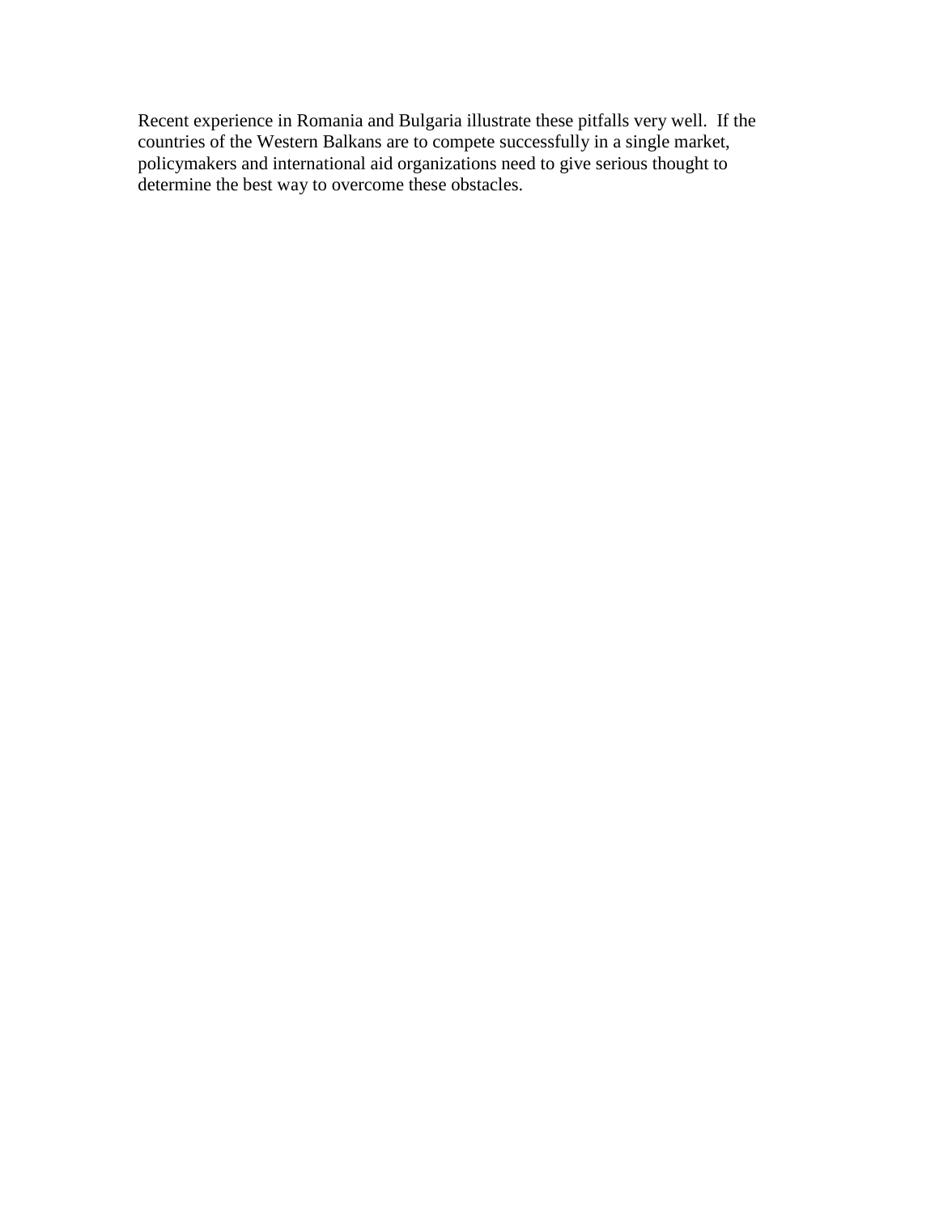Recent experience in Romania and Bulgaria illustrate these pitfalls very well. If the countries of the Western Balkans are to compete successfully in a single market, policymakers and international aid organizations need to give serious thought to determine the best way to overcome these obstacles.